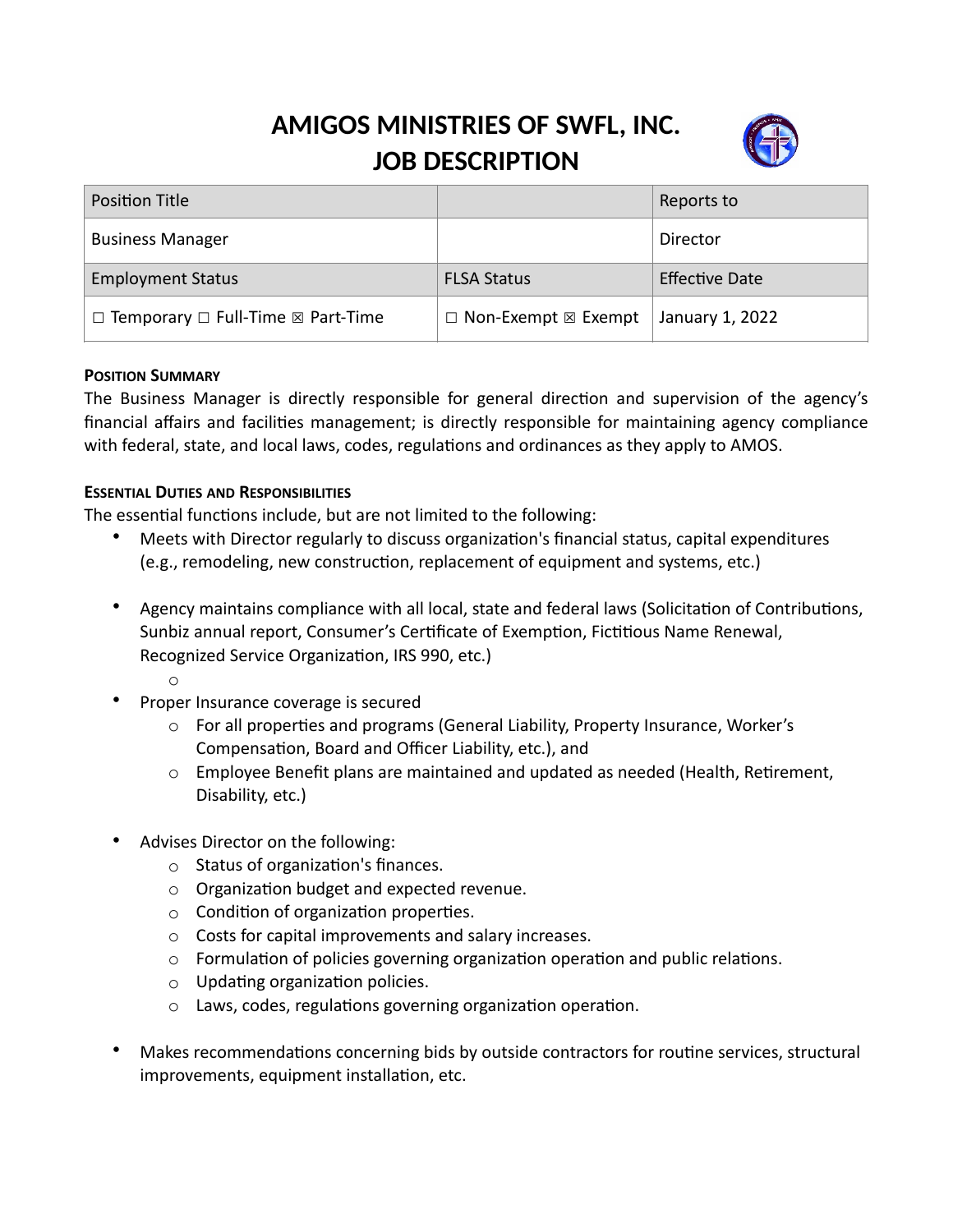# AMIGOS MINISTRIES OF SWFL, INC.
# JOB DESCRIPTION

| Position Title | | Reports to |
|---|---|---|
| Business Manager | | Director |
| Employment Status | FLSA Status | Effective Date |
| ☐ Temporary ☐ Full-Time ☒ Part-Time | ☐ Non-Exempt ☒ Exempt | January 1, 2022 |

**Position Summary**

The Business Manager is directly responsible for general direction and supervision of the agency's financial affairs and facilities management; is directly responsible for maintaining agency compliance with federal, state, and local laws, codes, regulations and ordinances as they apply to AMOS.

**Essential Duties and Responsibilities**

The essential functions include, but are not limited to the following:

- Meets with Director regularly to discuss organization's financial status, capital expenditures (e.g., remodeling, new construction, replacement of equipment and systems, etc.)

- Agency maintains compliance with all local, state and federal laws (Solicitation of Contributions, Sunbiz annual report, Consumer's Certificate of Exemption, Fictitious Name Renewal, Recognized Service Organization, IRS 990, etc.)
  - 
- Proper Insurance coverage is secured
  - For all properties and programs (General Liability, Property Insurance, Worker's Compensation, Board and Officer Liability, etc.), and
  - Employee Benefit plans are maintained and updated as needed (Health, Retirement, Disability, etc.)

- Advises Director on the following:
  - Status of organization's finances.
  - Organization budget and expected revenue.
  - Condition of organization properties.
  - Costs for capital improvements and salary increases.
  - Formulation of policies governing organization operation and public relations.
  - Updating organization policies.
  - Laws, codes, regulations governing organization operation.

- Makes recommendations concerning bids by outside contractors for routine services, structural improvements, equipment installation, etc.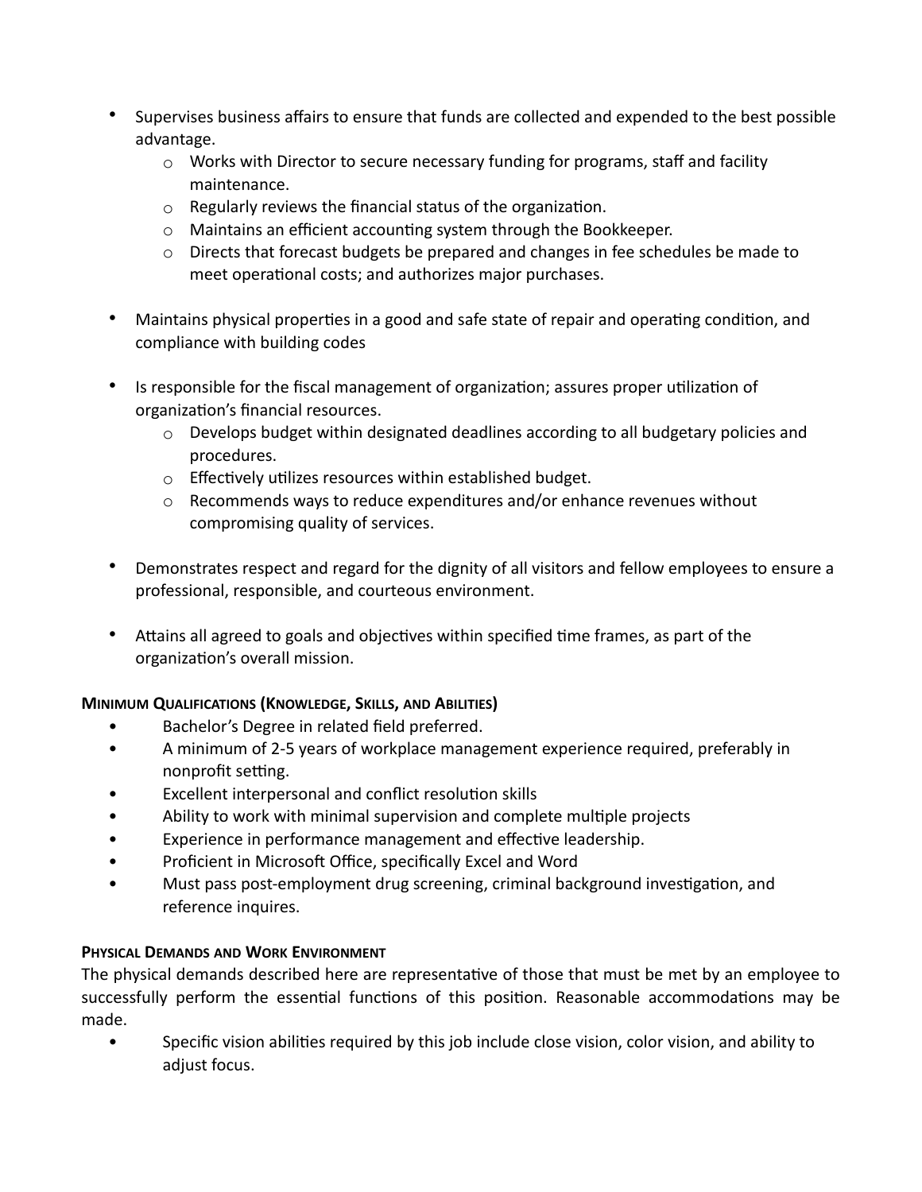- Supervises business affairs to ensure that funds are collected and expended to the best possible advantage.
  - Works with Director to secure necessary funding for programs, staff and facility maintenance.
  - Regularly reviews the financial status of the organization.
  - Maintains an efficient accounting system through the Bookkeeper.
  - Directs that forecast budgets be prepared and changes in fee schedules be made to meet operational costs; and authorizes major purchases.

- Maintains physical properties in a good and safe state of repair and operating condition, and compliance with building codes

- Is responsible for the fiscal management of organization; assures proper utilization of organization's financial resources.
  - Develops budget within designated deadlines according to all budgetary policies and procedures.
  - Effectively utilizes resources within established budget.
  - Recommends ways to reduce expenditures and/or enhance revenues without compromising quality of services.

- Demonstrates respect and regard for the dignity of all visitors and fellow employees to ensure a professional, responsible, and courteous environment.

- Attains all agreed to goals and objectives within specified time frames, as part of the organization's overall mission.

**MINIMUM QUALIFICATIONS (KNOWLEDGE, SKILLS, AND ABILITIES)**

- Bachelor's Degree in related field preferred.
- A minimum of 2-5 years of workplace management experience required, preferably in nonprofit setting.
- Excellent interpersonal and conflict resolution skills
- Ability to work with minimal supervision and complete multiple projects
- Experience in performance management and effective leadership.
- Proficient in Microsoft Office, specifically Excel and Word
- Must pass post-employment drug screening, criminal background investigation, and reference inquires.

**PHYSICAL DEMANDS AND WORK ENVIRONMENT**

The physical demands described here are representative of those that must be met by an employee to successfully perform the essential functions of this position. Reasonable accommodations may be made.

- Specific vision abilities required by this job include close vision, color vision, and ability to adjust focus.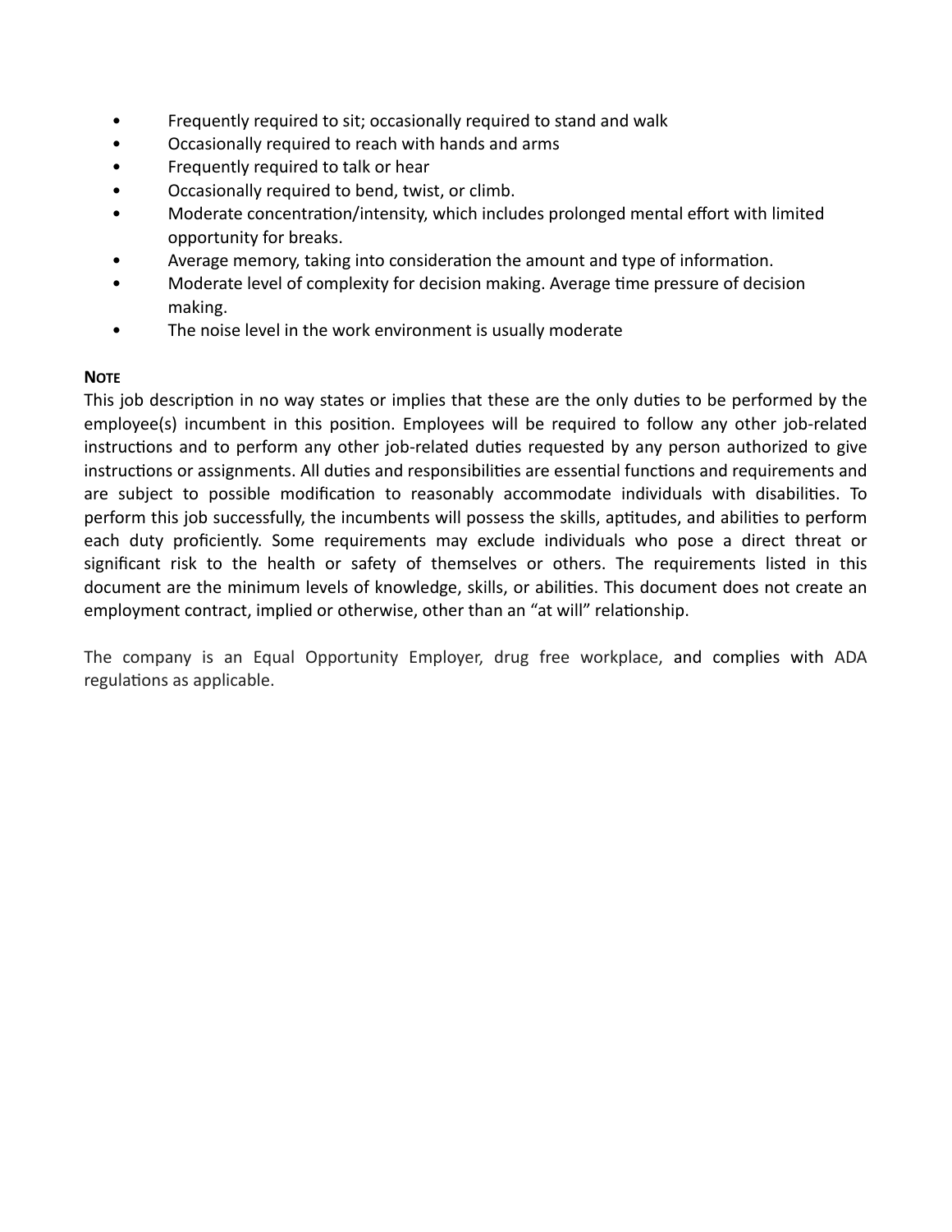- Frequently required to sit; occasionally required to stand and walk
- Occasionally required to reach with hands and arms
- Frequently required to talk or hear
- Occasionally required to bend, twist, or climb.
- Moderate concentration/intensity, which includes prolonged mental effort with limited opportunity for breaks.
- Average memory, taking into consideration the amount and type of information.
- Moderate level of complexity for decision making. Average time pressure of decision making.
- The noise level in the work environment is usually moderate

**NOTE**

This job description in no way states or implies that these are the only duties to be performed by the employee(s) incumbent in this position. Employees will be required to follow any other job-related instructions and to perform any other job-related duties requested by any person authorized to give instructions or assignments. All duties and responsibilities are essential functions and requirements and are subject to possible modification to reasonably accommodate individuals with disabilities. To perform this job successfully, the incumbents will possess the skills, aptitudes, and abilities to perform each duty proficiently. Some requirements may exclude individuals who pose a direct threat or significant risk to the health or safety of themselves or others. The requirements listed in this document are the minimum levels of knowledge, skills, or abilities. This document does not create an employment contract, implied or otherwise, other than an "at will" relationship.

The company is an Equal Opportunity Employer, drug free workplace, and complies with ADA regulations as applicable.